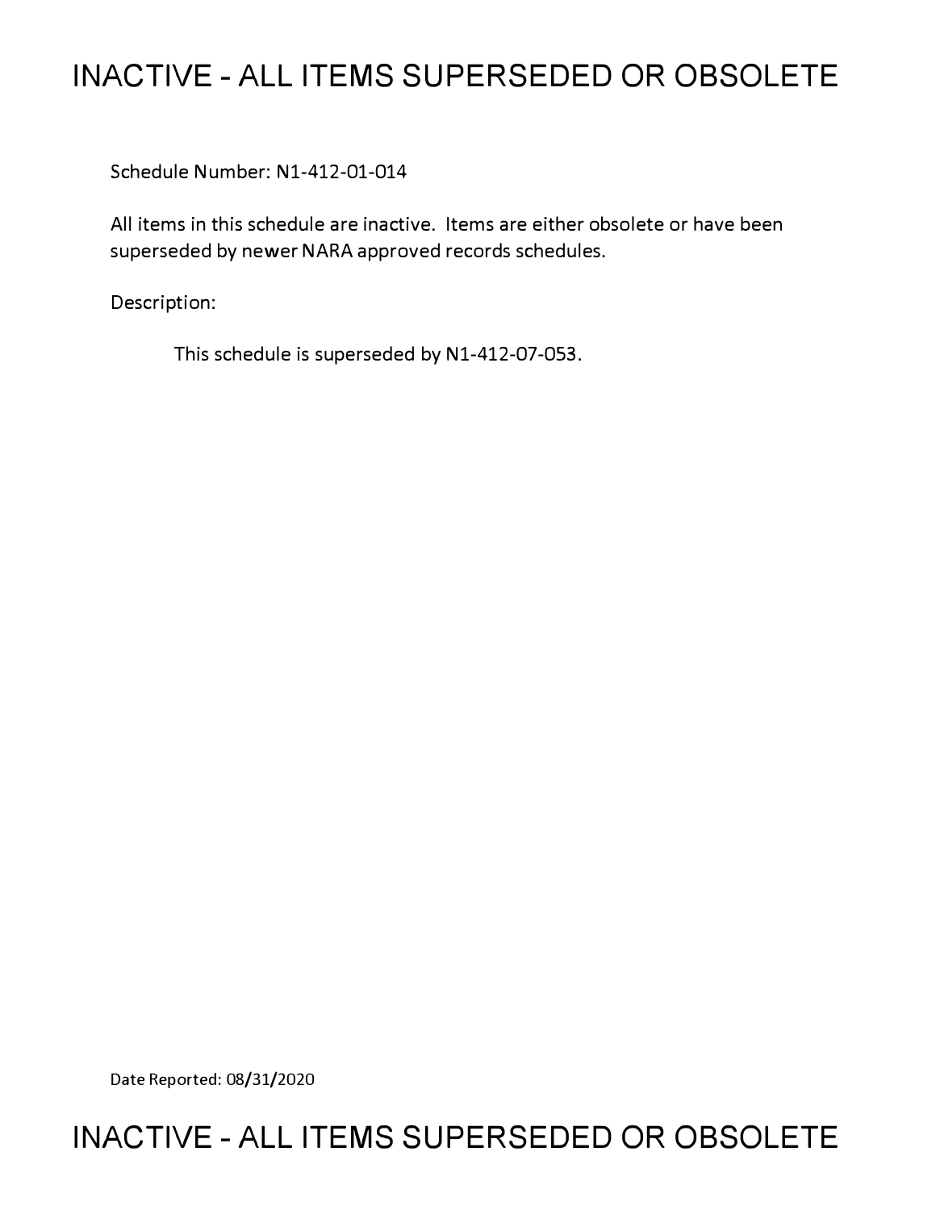# INACTIVE - ALL ITEMS SUPERSEDED OR OBSOLETE

Schedule Number: N1-412-01-014

All items in this schedule are inactive. Items are either obsolete or have been superseded by newer NARA approved records schedules.

Description:

This schedule is superseded by N1-412-07-053.

Date Reported: 08/31/2020

# INACTIVE - ALL ITEMS SUPERSEDED OR OBSOLETE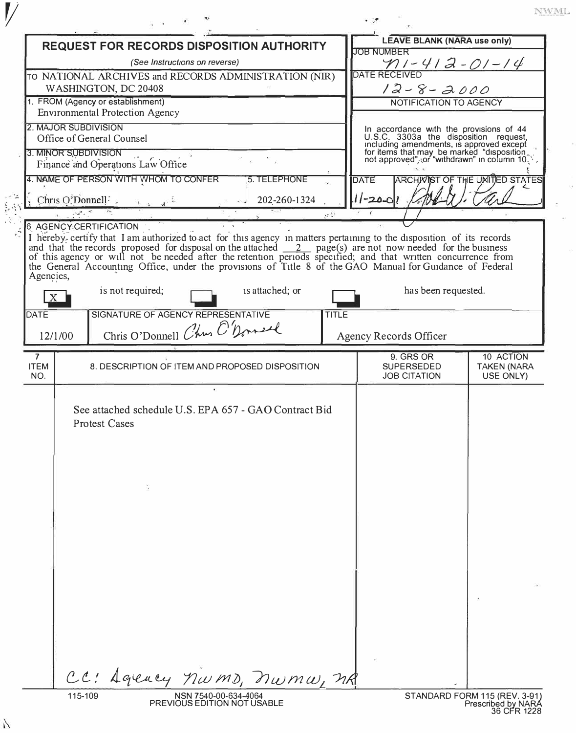# REQUEST FOR RECORDS DISPOSITION AUTHORITY

*(See Instructions on reverse)*

| | |
|---|---|
| TO NATIONAL ARCHIVES and RECORDS ADMINISTRATION (NIR) WASHINGTON, DC 20408 | **LEAVE BLANK (NARA use only)** |
| | JOB NUMBER: N1-412-01-14 |
| | DATE RECEIVED: 12-8-2000 |
| 1. FROM (Agency or establishment): Environmental Protection Agency | NOTIFICATION TO AGENCY |
| 2. MAJOR SUBDIVISION: Office of General Counsel | In accordance with the provisions of 44 U.S.C. 3303a the disposition request, including amendments, is approved except for items that may be marked "disposition not approved" or "withdrawn" in column 10. |
| 3. MINOR SUBDIVISION: Finance and Operations Law Office | |
| 4. NAME OF PERSON WITH WHOM TO CONFER: Chris O'Donnell — 5. TELEPHONE: 202-260-1324 | DATE: 11-20-01 — ARCHIVIST OF THE UNITED STATES: [signature] |

**6. AGENCY CERTIFICATION**

I hereby certify that I am authorized to act for this agency in matters pertaining to the disposition of its records and that the records proposed for disposal on the attached 2 page(s) are not now needed for the business of this agency or will not be needed after the retention periods specified; and that written concurrence from the General Accounting Office, under the provisions of Title 8 of the GAO Manual for Guidance of Federal Agencies,

[X] is not required; [ ] is attached; or [ ] has been requested.

| DATE | SIGNATURE OF AGENCY REPRESENTATIVE | TITLE |
|---|---|---|
| 12/1/00 | Chris O'Donnell [signature] | Agency Records Officer |

| 7. ITEM NO. | 8. DESCRIPTION OF ITEM AND PROPOSED DISPOSITION | 9. GRS OR SUPERSEDED JOB CITATION | 10. ACTION TAKEN (NARA USE ONLY) |
|---|---|---|---|
| | See attached schedule U.S. EPA 657 - GAO Contract Bid Protest Cases | | |

cc: Agency NWMD, NWMW, NR

115-109 — NSN 7540-00-634-4064 — PREVIOUS EDITION NOT USABLE — STANDARD FORM 115 (REV. 3-91) Prescribed by NARA 36 CFR 1228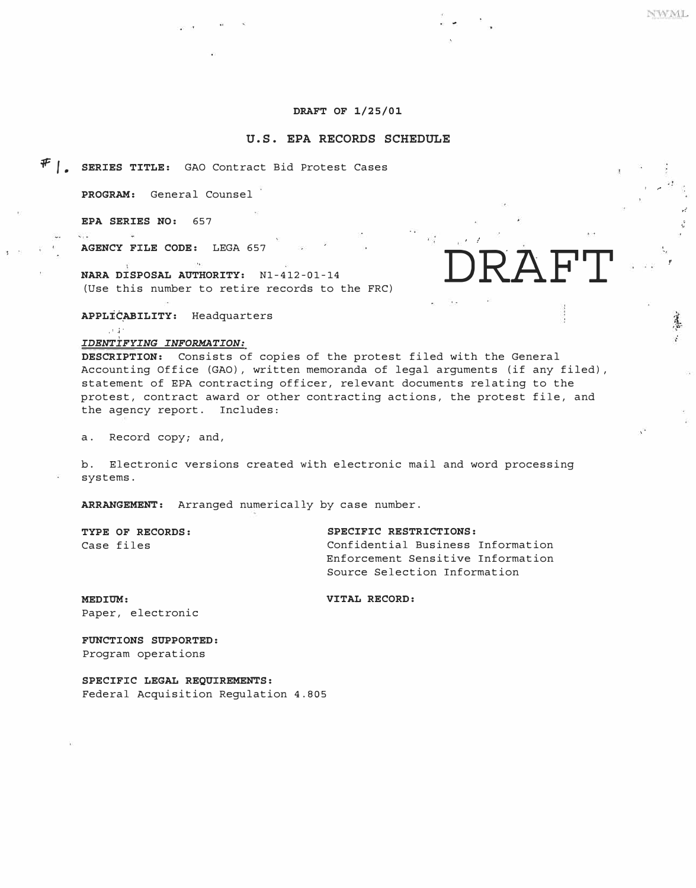**DRAFT OF 1/25/01**

## U.S. EPA RECORDS SCHEDULE

DRAFT

#1. **SERIES TITLE:** GAO Contract Bid Protest Cases

**PROGRAM:** General Counsel

**EPA SERIES NO:** 657

**AGENCY FILE CODE:** LEGA 657

**NARA DISPOSAL AUTHORITY:** N1-412-01-14
(Use this number to retire records to the FRC)

**APPLICABILITY:** Headquarters

***IDENTIFYING INFORMATION:***

**DESCRIPTION:** Consists of copies of the protest filed with the General Accounting Office (GAO), written memoranda of legal arguments (if any filed), statement of EPA contracting officer, relevant documents relating to the protest, contract award or other contracting actions, the protest file, and the agency report. Includes:

a. Record copy; and,

b. Electronic versions created with electronic mail and word processing systems.

**ARRANGEMENT:** Arranged numerically by case number.

**TYPE OF RECORDS:**
Case files

**SPECIFIC RESTRICTIONS:**
Confidential Business Information
Enforcement Sensitive Information
Source Selection Information

**MEDIUM:**
Paper, electronic

**VITAL RECORD:**

**FUNCTIONS SUPPORTED:**
Program operations

**SPECIFIC LEGAL REQUIREMENTS:**
Federal Acquisition Regulation 4.805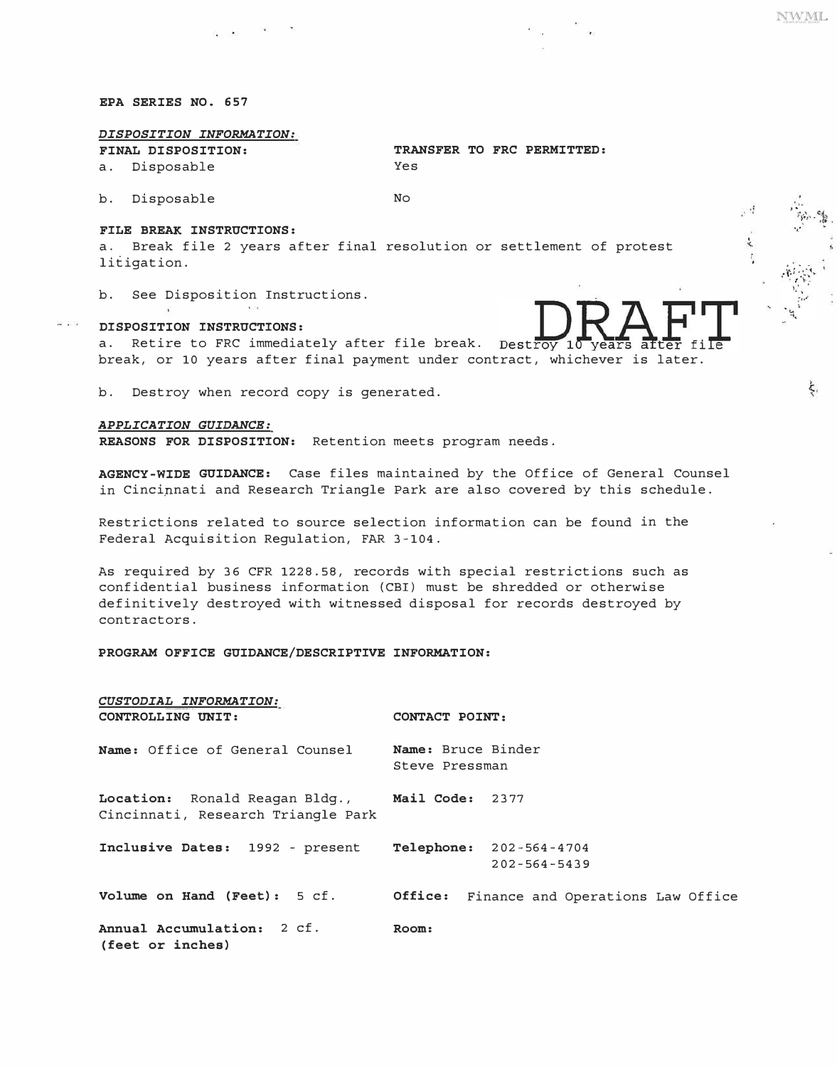**EPA SERIES NO. 657**

*DISPOSITION INFORMATION:*

| **FINAL DISPOSITION:** | **TRANSFER TO FRC PERMITTED:** |
|---|---|
| a. Disposable | Yes |
| b. Disposable | No |

**FILE BREAK INSTRUCTIONS:**

a. Break file 2 years after final resolution or settlement of protest litigation.

b. See Disposition Instructions.

DRAFT

**DISPOSITION INSTRUCTIONS:**

a. Retire to FRC immediately after file break. Destroy 10 years after file break, or 10 years after final payment under contract, whichever is later.

b. Destroy when record copy is generated.

*APPLICATION GUIDANCE:*

**REASONS FOR DISPOSITION:** Retention meets program needs.

**AGENCY-WIDE GUIDANCE:** Case files maintained by the Office of General Counsel in Cincinnati and Research Triangle Park are also covered by this schedule.

Restrictions related to source selection information can be found in the Federal Acquisition Regulation, FAR 3-104.

As required by 36 CFR 1228.58, records with special restrictions such as confidential business information (CBI) must be shredded or otherwise definitively destroyed with witnessed disposal for records destroyed by contractors.

**PROGRAM OFFICE GUIDANCE/DESCRIPTIVE INFORMATION:**

*CUSTODIAL INFORMATION:*

| **CONTROLLING UNIT:** | **CONTACT POINT:** |
|---|---|
| **Name:** Office of General Counsel | **Name:** Bruce Binder<br>Steve Pressman |
| **Location:** Ronald Reagan Bldg., Cincinnati, Research Triangle Park | **Mail Code:** 2377 |
| **Inclusive Dates:** 1992 - present | **Telephone:** 202-564-4704<br>202-564-5439 |
| **Volume on Hand (Feet):** 5 cf. | **Office:** Finance and Operations Law Office |
| **Annual Accumulation:** 2 cf.<br>**(feet or inches)** | **Room:** |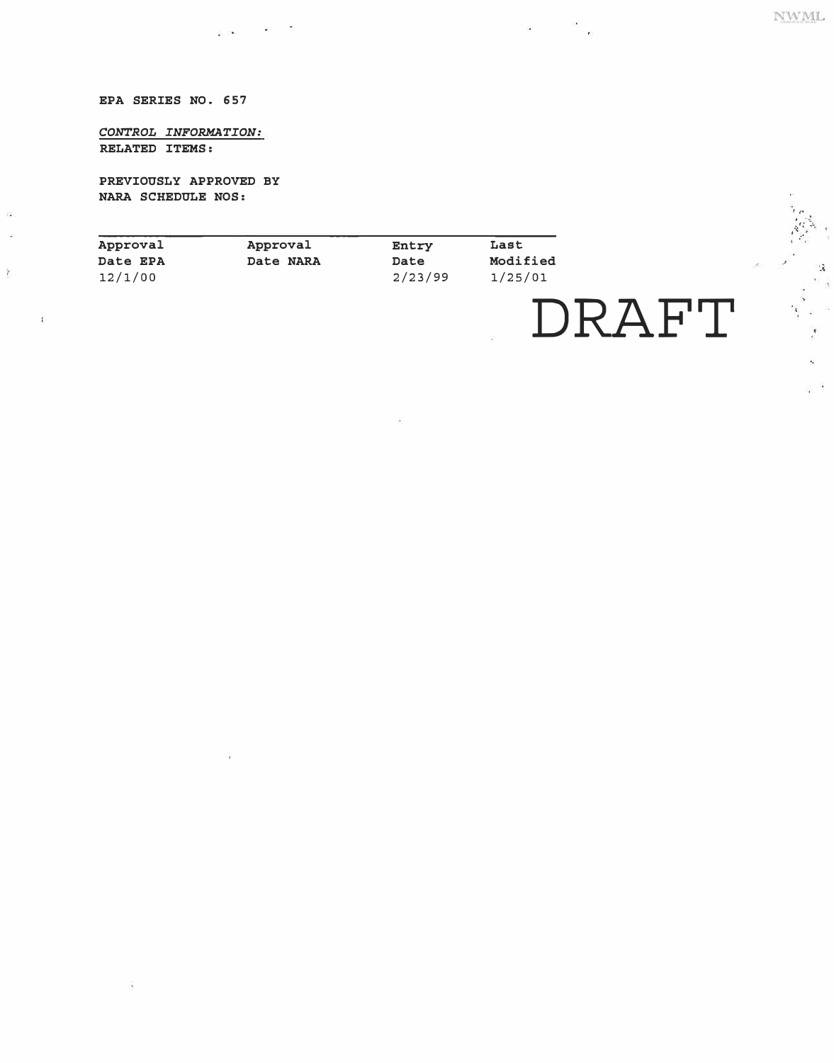**EPA SERIES NO. 657**

*CONTROL INFORMATION:*
**RELATED ITEMS:**

**PREVIOUSLY APPROVED BY NARA SCHEDULE NOS:**

| Approval Date EPA | Approval Date NARA | Entry Date | Last Modified |
|---|---|---|---|
| 12/1/00 | | 2/23/99 | 1/25/01 |

DRAFT